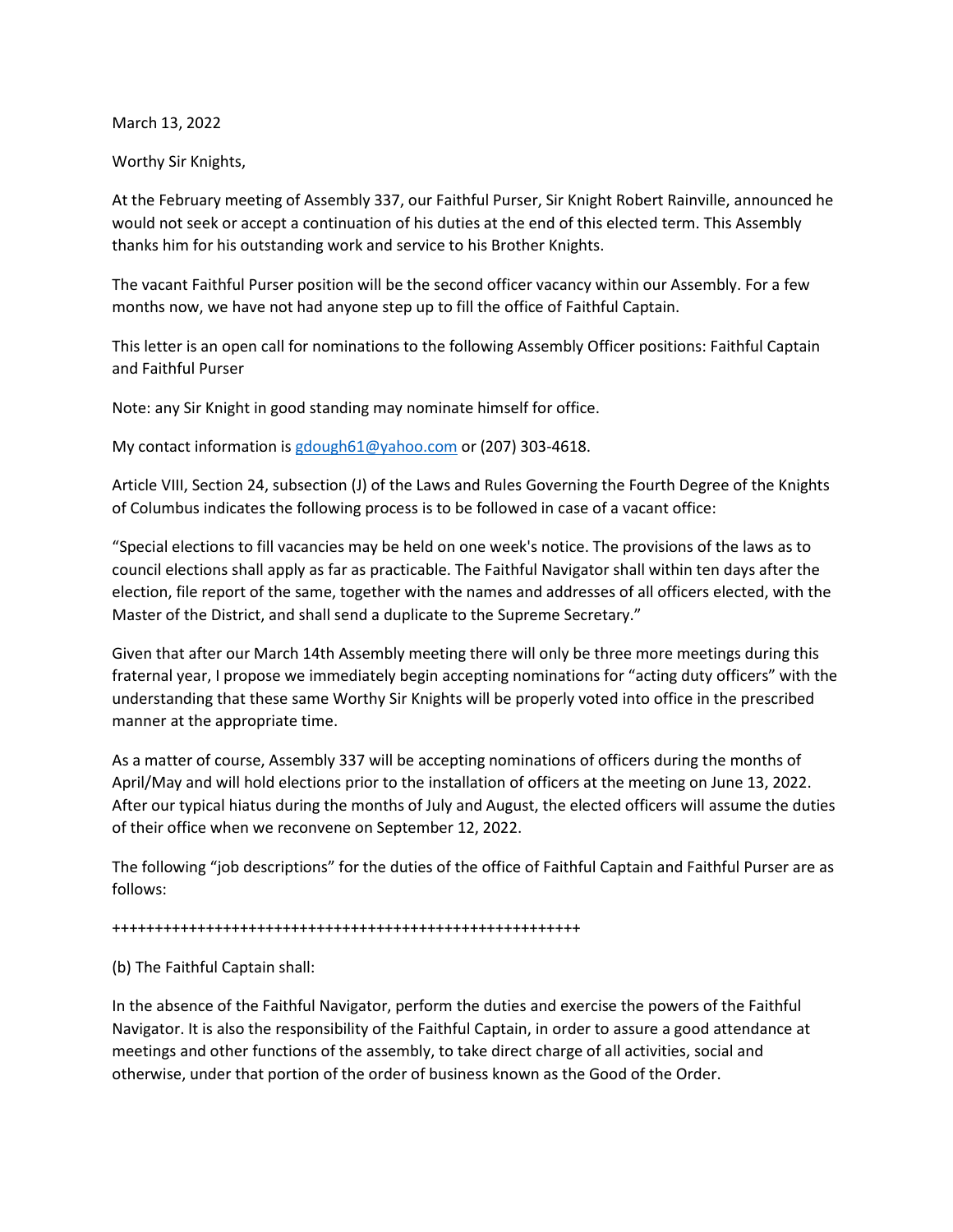March 13, 2022

Worthy Sir Knights,

At the February meeting of Assembly 337, our Faithful Purser, Sir Knight Robert Rainville, announced he would not seek or accept a continuation of his duties at the end of this elected term. This Assembly thanks him for his outstanding work and service to his Brother Knights.

The vacant Faithful Purser position will be the second officer vacancy within our Assembly. For a few months now, we have not had anyone step up to fill the office of Faithful Captain.

This letter is an open call for nominations to the following Assembly Officer positions: Faithful Captain and Faithful Purser

Note: any Sir Knight in good standing may nominate himself for office.

My contact information is [gdough61@yahoo.com](mailto:gdough61@yahoo.com) or (207) 303-4618.

Article VIII, Section 24, subsection (J) of the Laws and Rules Governing the Fourth Degree of the Knights of Columbus indicates the following process is to be followed in case of a vacant office:

"Special elections to fill vacancies may be held on one week's notice. The provisions of the laws as to council elections shall apply as far as practicable. The Faithful Navigator shall within ten days after the election, file report of the same, together with the names and addresses of all officers elected, with the Master of the District, and shall send a duplicate to the Supreme Secretary."

Given that after our March 14th Assembly meeting there will only be three more meetings during this fraternal year, I propose we immediately begin accepting nominations for "acting duty officers" with the understanding that these same Worthy Sir Knights will be properly voted into office in the prescribed manner at the appropriate time.

As a matter of course, Assembly 337 will be accepting nominations of officers during the months of April/May and will hold elections prior to the installation of officers at the meeting on June 13, 2022. After our typical hiatus during the months of July and August, the elected officers will assume the duties of their office when we reconvene on September 12, 2022.

The following "job descriptions" for the duties of the office of Faithful Captain and Faithful Purser are as follows:

++++++++++++++++++++++++++++++++++++++++++++++++++++++++

(b) The Faithful Captain shall:

In the absence of the Faithful Navigator, perform the duties and exercise the powers of the Faithful Navigator. It is also the responsibility of the Faithful Captain, in order to assure a good attendance at meetings and other functions of the assembly, to take direct charge of all activities, social and otherwise, under that portion of the order of business known as the Good of the Order.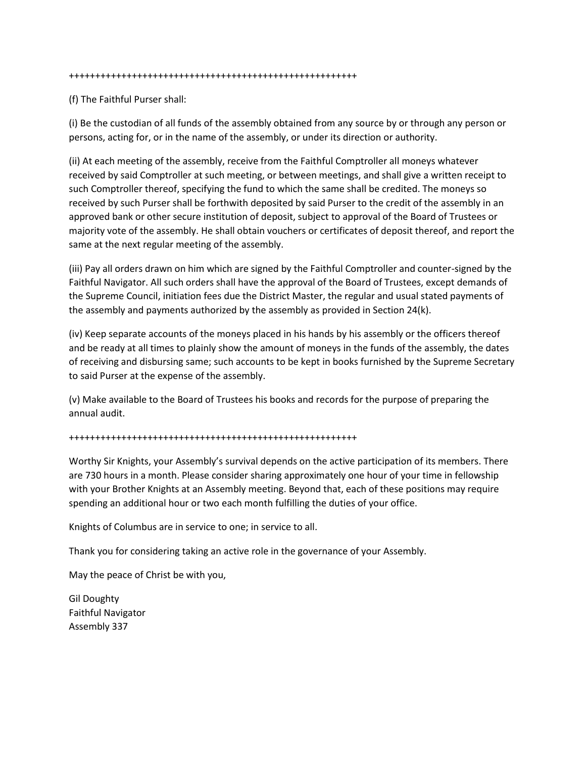++++++++++++++++++++++++++++++++++++++++++++++++++++++++

(f) The Faithful Purser shall:

(i) Be the custodian of all funds of the assembly obtained from any source by or through any person or persons, acting for, or in the name of the assembly, or under its direction or authority.

(ii) At each meeting of the assembly, receive from the Faithful Comptroller all moneys whatever received by said Comptroller at such meeting, or between meetings, and shall give a written receipt to such Comptroller thereof, specifying the fund to which the same shall be credited. The moneys so received by such Purser shall be forthwith deposited by said Purser to the credit of the assembly in an approved bank or other secure institution of deposit, subject to approval of the Board of Trustees or majority vote of the assembly. He shall obtain vouchers or certificates of deposit thereof, and report the same at the next regular meeting of the assembly.

(iii) Pay all orders drawn on him which are signed by the Faithful Comptroller and counter-signed by the Faithful Navigator. All such orders shall have the approval of the Board of Trustees, except demands of the Supreme Council, initiation fees due the District Master, the regular and usual stated payments of the assembly and payments authorized by the assembly as provided in Section 24(k).

(iv) Keep separate accounts of the moneys placed in his hands by his assembly or the officers thereof and be ready at all times to plainly show the amount of moneys in the funds of the assembly, the dates of receiving and disbursing same; such accounts to be kept in books furnished by the Supreme Secretary to said Purser at the expense of the assembly.

(v) Make available to the Board of Trustees his books and records for the purpose of preparing the annual audit.

++++++++++++++++++++++++++++++++++++++++++++++++++++++++

Worthy Sir Knights, your Assembly's survival depends on the active participation of its members. There are 730 hours in a month. Please consider sharing approximately one hour of your time in fellowship with your Brother Knights at an Assembly meeting. Beyond that, each of these positions may require spending an additional hour or two each month fulfilling the duties of your office.

Knights of Columbus are in service to one; in service to all.

Thank you for considering taking an active role in the governance of your Assembly.

May the peace of Christ be with you,

Gil Doughty
Faithful Navigator
Assembly 337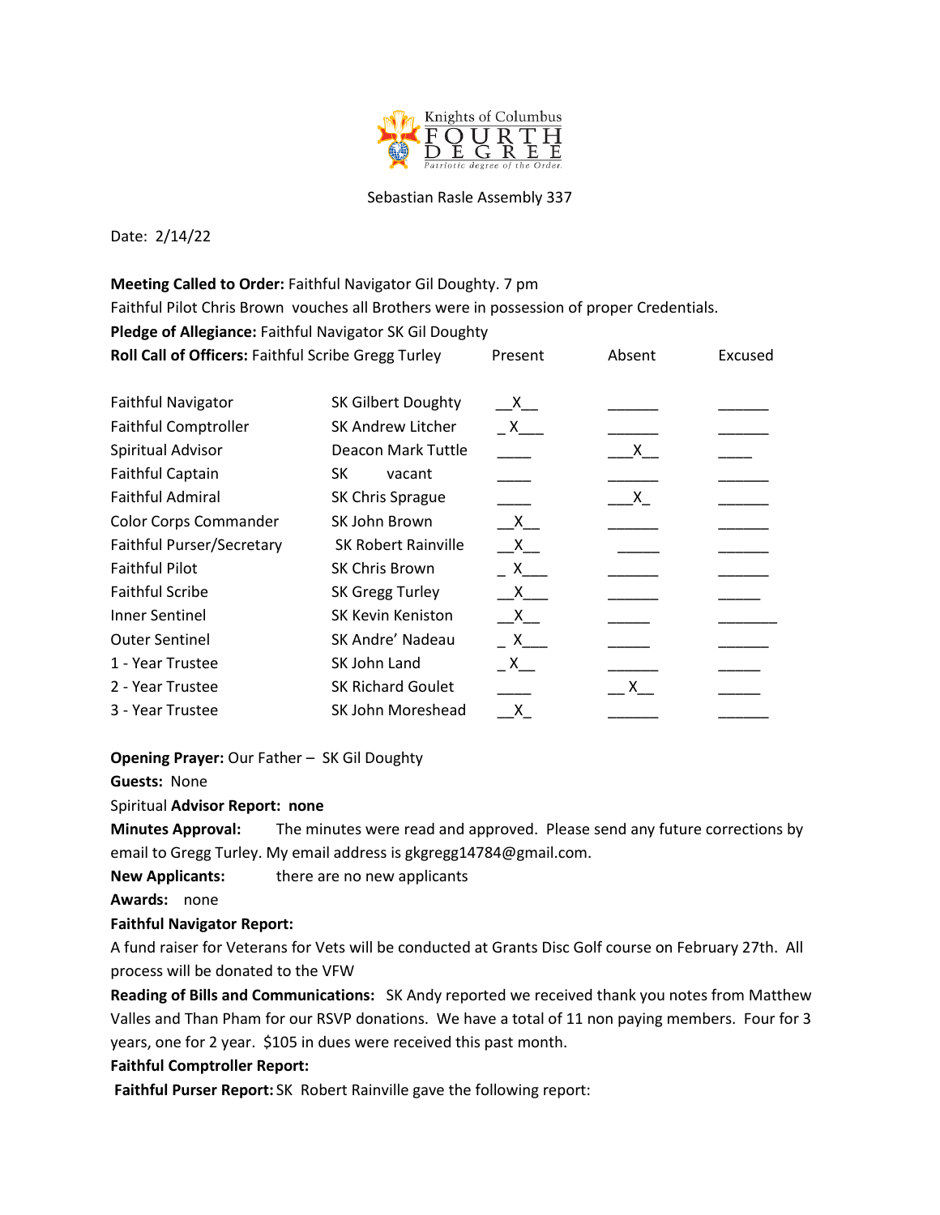Knights of Columbus FOURTH DEGREE
Patriotic degree of the Order.

Sebastian Rasle Assembly 337

Date: 2/14/22

**Meeting Called to Order:** Faithful Navigator Gil Doughty. 7 pm

Faithful Pilot Chris Brown vouches all Brothers were in possession of proper Credentials.

**Pledge of Allegiance:** Faithful Navigator SK Gil Doughty

**Roll Call of Officers:** Faithful Scribe Gregg Turley

| Office | Name | Present | Absent | Excused |
|---|---|---|---|---|
| Faithful Navigator | SK Gilbert Doughty | X | | |
| Faithful Comptroller | SK Andrew Litcher | X | | |
| Spiritual Advisor | Deacon Mark Tuttle | | X | |
| Faithful Captain | SK vacant | | | |
| Faithful Admiral | SK Chris Sprague | | X | |
| Color Corps Commander | SK John Brown | X | | |
| Faithful Purser/Secretary | SK Robert Rainville | X | | |
| Faithful Pilot | SK Chris Brown | X | | |
| Faithful Scribe | SK Gregg Turley | X | | |
| Inner Sentinel | SK Kevin Keniston | X | | |
| Outer Sentinel | SK Andre' Nadeau | X | | |
| 1 - Year Trustee | SK John Land | X | | |
| 2 - Year Trustee | SK Richard Goulet | | X | |
| 3 - Year Trustee | SK John Moreshead | X | | |

**Opening Prayer:** Our Father – SK Gil Doughty

**Guests:** None

Spiritual **Advisor Report: none**

**Minutes Approval:** The minutes were read and approved. Please send any future corrections by email to Gregg Turley. My email address is gkgregg14784@gmail.com.

**New Applicants:** there are no new applicants

**Awards:** none

**Faithful Navigator Report:**

A fund raiser for Veterans for Vets will be conducted at Grants Disc Golf course on February 27th. All process will be donated to the VFW

**Reading of Bills and Communications:** SK Andy reported we received thank you notes from Matthew Valles and Than Pham for our RSVP donations. We have a total of 11 non paying members. Four for 3 years, one for 2 year. $105 in dues were received this past month.

**Faithful Comptroller Report:**

**Faithful Purser Report:** SK Robert Rainville gave the following report: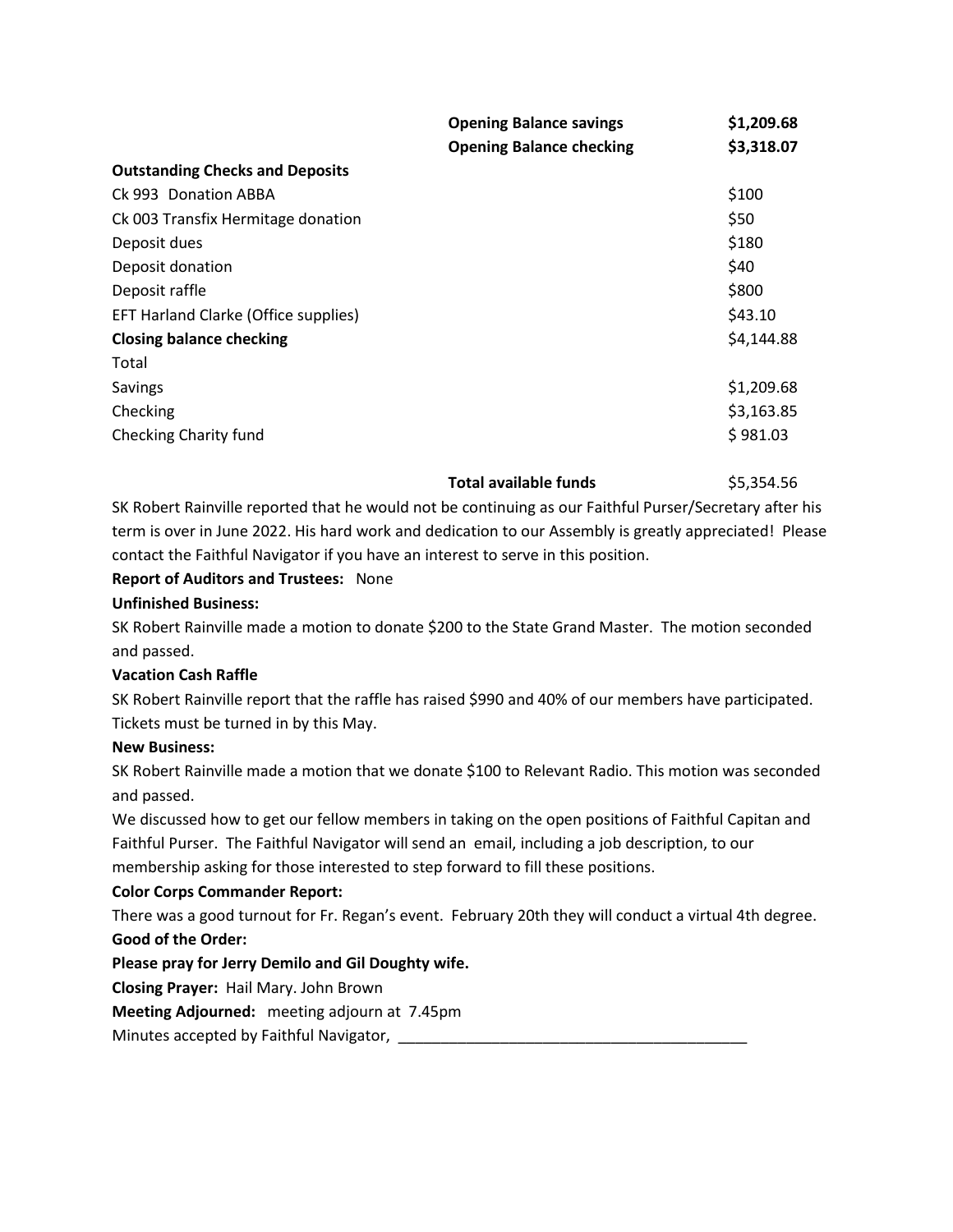| | | |
|---|---|---|
| | **Opening Balance savings** | **$1,209.68** |
| | **Opening Balance checking** | **$3,318.07** |
| **Outstanding Checks and Deposits** | | |
| Ck 993 Donation ABBA | | $100 |
| Ck 003 Transfix Hermitage donation | | $50 |
| Deposit dues | | $180 |
| Deposit donation | | $40 |
| Deposit raffle | | $800 |
| EFT Harland Clarke (Office supplies) | | $43.10 |
| **Closing balance checking** | | $4,144.88 |
| Total | | |
| Savings | | $1,209.68 |
| Checking | | $3,163.85 |
| Checking Charity fund | | $ 981.03 |
| | **Total available funds** | $5,354.56 |

SK Robert Rainville reported that he would not be continuing as our Faithful Purser/Secretary after his term is over in June 2022. His hard work and dedication to our Assembly is greatly appreciated! Please contact the Faithful Navigator if you have an interest to serve in this position.

**Report of Auditors and Trustees:** None

**Unfinished Business:**

SK Robert Rainville made a motion to donate $200 to the State Grand Master. The motion seconded and passed.

**Vacation Cash Raffle**

SK Robert Rainville report that the raffle has raised $990 and 40% of our members have participated. Tickets must be turned in by this May.

**New Business:**

SK Robert Rainville made a motion that we donate $100 to Relevant Radio. This motion was seconded and passed.

We discussed how to get our fellow members in taking on the open positions of Faithful Capitan and Faithful Purser. The Faithful Navigator will send an email, including a job description, to our membership asking for those interested to step forward to fill these positions.

**Color Corps Commander Report:**

There was a good turnout for Fr. Regan's event. February 20th they will conduct a virtual 4th degree.

**Good of the Order:**

**Please pray for Jerry Demilo and Gil Doughty wife.**

**Closing Prayer:** Hail Mary. John Brown

**Meeting Adjourned:** meeting adjourn at 7.45pm

Minutes accepted by Faithful Navigator, ________________________________________